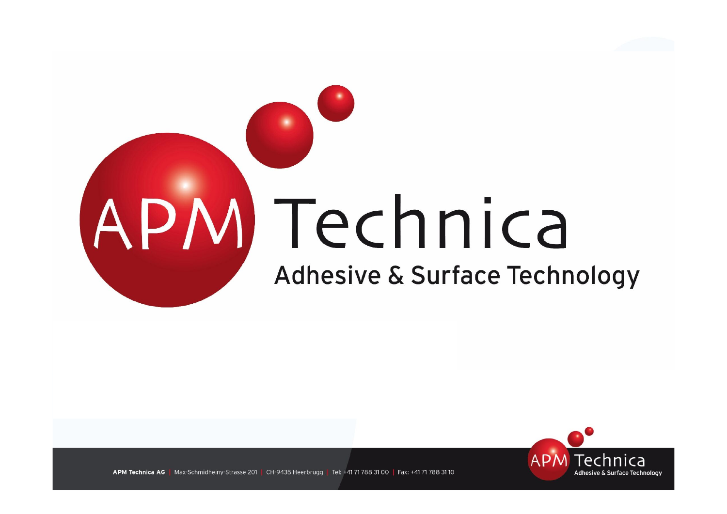# APM Technica

## Adhesive & Surface Technology

APM Technica AG | Max-Schmidheiny-Strasse 201 | CH-9435 Heerbrugg | Tel: +41 71 788 31 00 | Fax: +41 71 788 31 10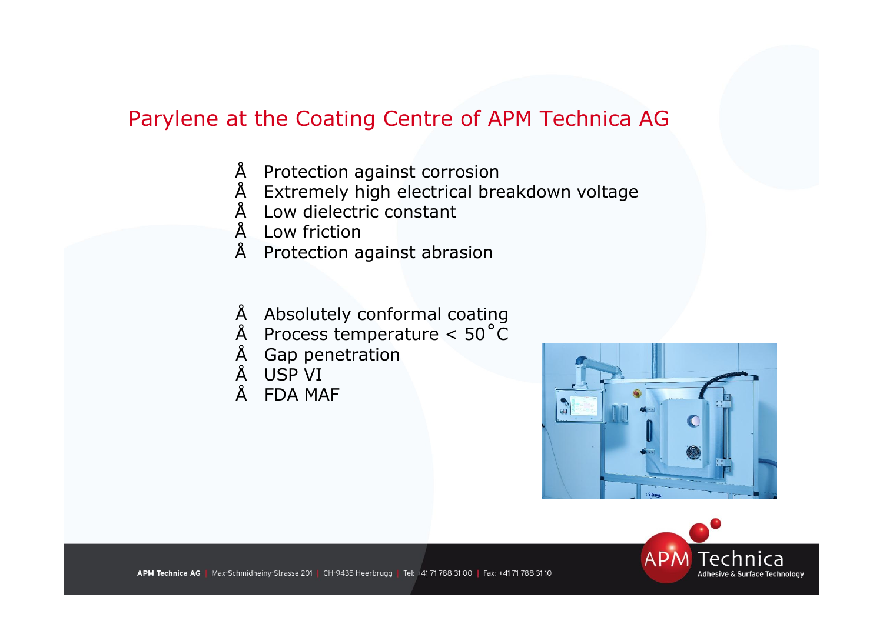## Parylene at the Coating Centre of APM Technica AG

- Protection against corrosion
- Extremely high electrical breakdown voltage
- Low dielectric constant
- Low friction
- Protection against abrasion

- Absolutely conformal coating
- Process temperature < 50°C
- Gap penetration
- USP VI
- FDA MAF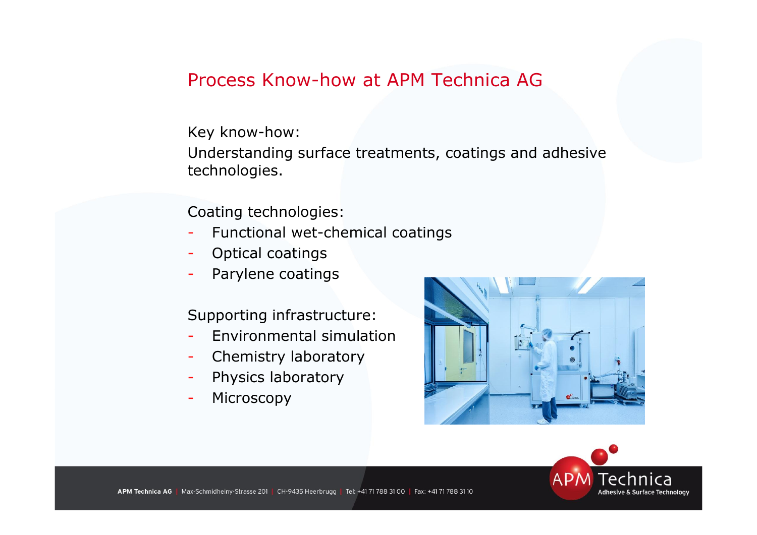## Process Know-how at APM Technica AG

Key know-how:

Understanding surface treatments, coatings and adhesive technologies.

Coating technologies:

- Functional wet-chemical coatings
- Optical coatings
- Parylene coatings

Supporting infrastructure:

- Environmental simulation
- Chemistry laboratory
- Physics laboratory
- Microscopy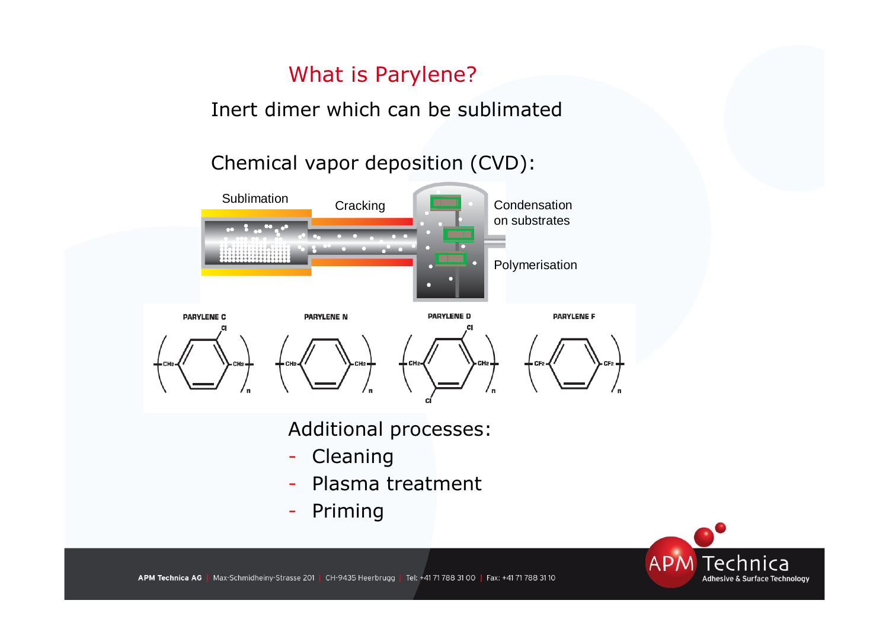# What is Parylene?

Inert dimer which can be sublimated

Chemical vapor deposition (CVD):

Sublimation

Cracking

Condensation on substrates

Polymerisation

PARYLENE C

PARYLENE N

PARYLENE D

PARYLENE F

Additional processes:

- Cleaning
- Plasma treatment
- Priming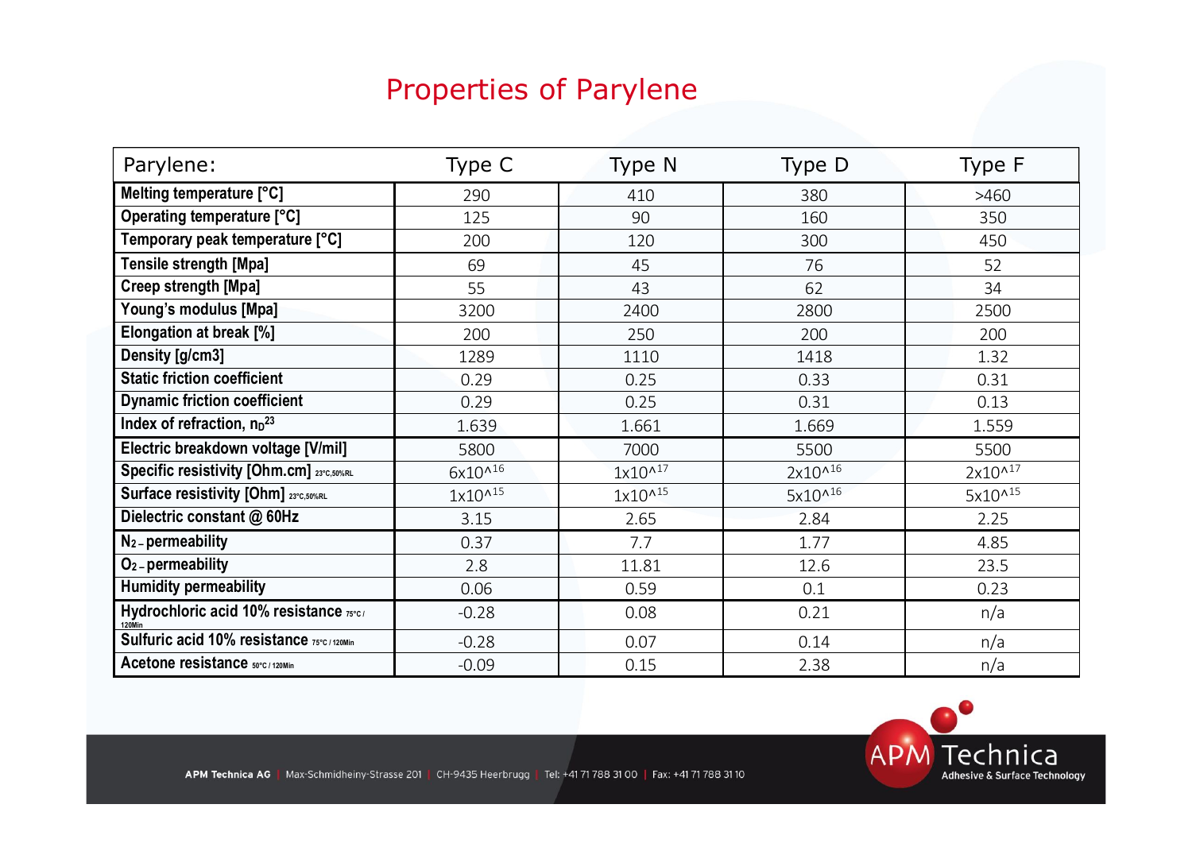# Properties of Parylene

| Parylene: | Type C | Type N | Type D | Type F |
|---|---|---|---|---|
| Melting temperature [°C] | 290 | 410 | 380 | >460 |
| Operating temperature [°C] | 125 | 90 | 160 | 350 |
| Temporary peak temperature [°C] | 200 | 120 | 300 | 450 |
| Tensile strength [Mpa] | 69 | 45 | 76 | 52 |
| Creep strength [Mpa] | 55 | 43 | 62 | 34 |
| Young's modulus [Mpa] | 3200 | 2400 | 2800 | 2500 |
| Elongation at break [%] | 200 | 250 | 200 | 200 |
| Density [g/cm3] | 1289 | 1110 | 1418 | 1.32 |
| Static friction coefficient | 0.29 | 0.25 | 0.33 | 0.31 |
| Dynamic friction coefficient | 0.29 | 0.25 | 0.31 | 0.13 |
| Index of refraction, $n_D^{23}$ | 1.639 | 1.661 | 1.669 | 1.559 |
| Electric breakdown voltage [V/mil] | 5800 | 7000 | 5500 | 5500 |
| Specific resistivity [Ohm.cm] 23°C,50%RL | $6x10^{16}$ | $1x10^{17}$ | $2x10^{16}$ | $2x10^{17}$ |
| Surface resistivity [Ohm] 23°C,50%RL | $1x10^{15}$ | $1x10^{15}$ | $5x10^{16}$ | $5x10^{15}$ |
| Dielectric constant @ 60Hz | 3.15 | 2.65 | 2.84 | 2.25 |
| $N_2$ – permeability | 0.37 | 7.7 | 1.77 | 4.85 |
| $O_2$ – permeability | 2.8 | 11.81 | 12.6 | 23.5 |
| Humidity permeability | 0.06 | 0.59 | 0.1 | 0.23 |
| Hydrochloric acid 10% resistance 75°C / 120Min | -0.28 | 0.08 | 0.21 | n/a |
| Sulfuric acid 10% resistance 75°C / 120Min | -0.28 | 0.07 | 0.14 | n/a |
| Acetone resistance 50°C / 120Min | -0.09 | 0.15 | 2.38 | n/a |